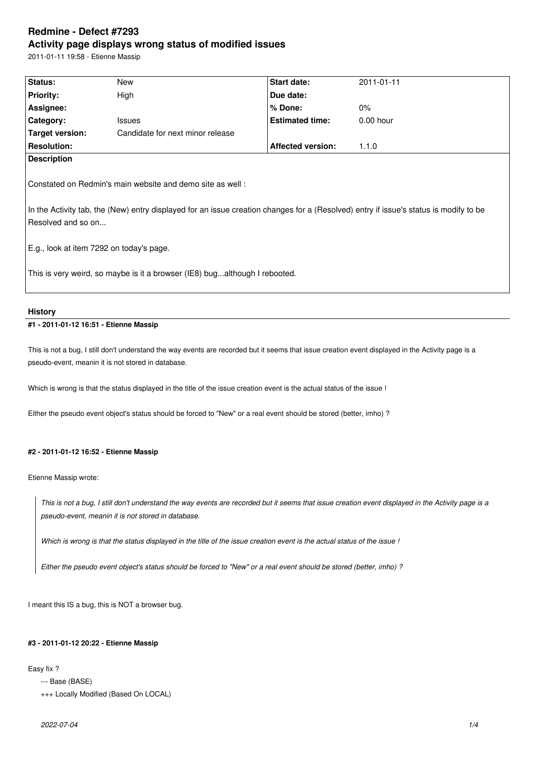# Redmine - Defect #7293

# Activity page displays wrong status of modified issues

2011-01-11 19:58 - Etienne Massip

| Status: | New | Start date: | 2011-01-11 |
|---|---|---|---|
| Priority: | High | Due date: | |
| Assignee: | | % Done: | 0% |
| Category: | Issues | Estimated time: | 0.00 hour |
| Target version: | Candidate for next minor release | | |
| Resolution: | | Affected version: | 1.1.0 |

**Description**

Constated on Redmin's main website and demo site as well :

In the Activity tab, the (New) entry displayed for an issue creation changes for a (Resolved) entry if issue's status is modify to be Resolved and so on...

E.g., look at item 7292 on today's page.

This is very weird, so maybe is it a browser (IE8) bug...although I rebooted.

## History

#### #1 - 2011-01-12 16:51 - Etienne Massip

This is not a bug, I still don't understand the way events are recorded but it seems that issue creation event displayed in the Activity page is a pseudo-event, meanin it is not stored in database.

Which is wrong is that the status displayed in the title of the issue creation event is the actual status of the issue !

Either the pseudo event object's status should be forced to "New" or a real event should be stored (better, imho) ?

#### #2 - 2011-01-12 16:52 - Etienne Massip

Etienne Massip wrote:

> *This is not a bug, I still don't understand the way events are recorded but it seems that issue creation event displayed in the Activity page is a pseudo-event, meanin it is not stored in database.*
>
> *Which is wrong is that the status displayed in the title of the issue creation event is the actual status of the issue !*
>
> *Either the pseudo event object's status should be forced to "New" or a real event should be stored (better, imho) ?*

I meant this IS a bug, this is NOT a browser bug.

#### #3 - 2011-01-12 20:22 - Etienne Massip

Easy fix ?

```
--- Base (BASE)
+++ Locally Modified (Based On LOCAL)
```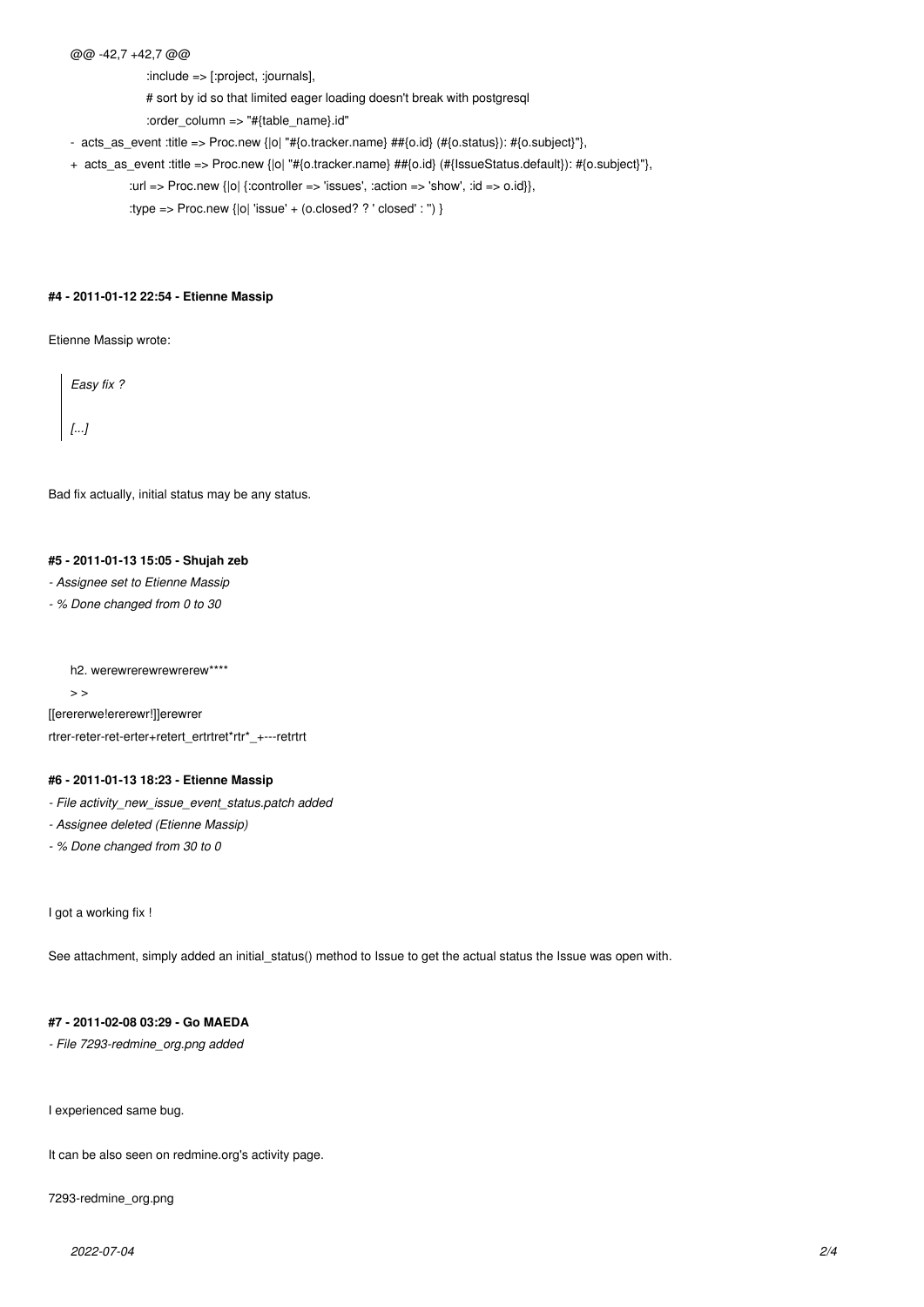```
@@ -42,7 +42,7 @@
                  :include => [:project, :journals],
                  # sort by id so that limited eager loading doesn't break with postgresql
                  :order_column => "#{table_name}.id"
-  acts_as_event :title => Proc.new {|o| "#{o.tracker.name} ##{o.id} (#{o.status}): #{o.subject}"},
+  acts_as_event :title => Proc.new {|o| "#{o.tracker.name} ##{o.id} (#{IssueStatus.default}): #{o.subject}"},
                 :url => Proc.new {|o| {:controller => 'issues', :action => 'show', :id => o.id}},
                 :type => Proc.new {|o| 'issue' + (o.closed? ? ' closed' : '') }
```

#### #4 - 2011-01-12 22:54 - Etienne Massip

Etienne Massip wrote:

> *Easy fix ?*
>
> *[...]*

Bad fix actually, initial status may be any status.

#### #5 - 2011-01-13 15:05 - Shujah zeb

- *Assignee set to Etienne Massip*
- *% Done changed from 0 to 30*

```
h2. werewrerewrewrerew****
> >
```

[[erererwe!ererewr!]]erewrer
rtrer-reter-ret-erter+retert_ertrtret*rtr*_+---retrtrt

#### #6 - 2011-01-13 18:23 - Etienne Massip

- *File activity_new_issue_event_status.patch added*
- *Assignee deleted (Etienne Massip)*
- *% Done changed from 30 to 0*

I got a working fix !

See attachment, simply added an initial_status() method to Issue to get the actual status the Issue was open with.

#### #7 - 2011-02-08 03:29 - Go MAEDA

- *File 7293-redmine_org.png added*

I experienced same bug.

It can be also seen on redmine.org's activity page.

7293-redmine_org.png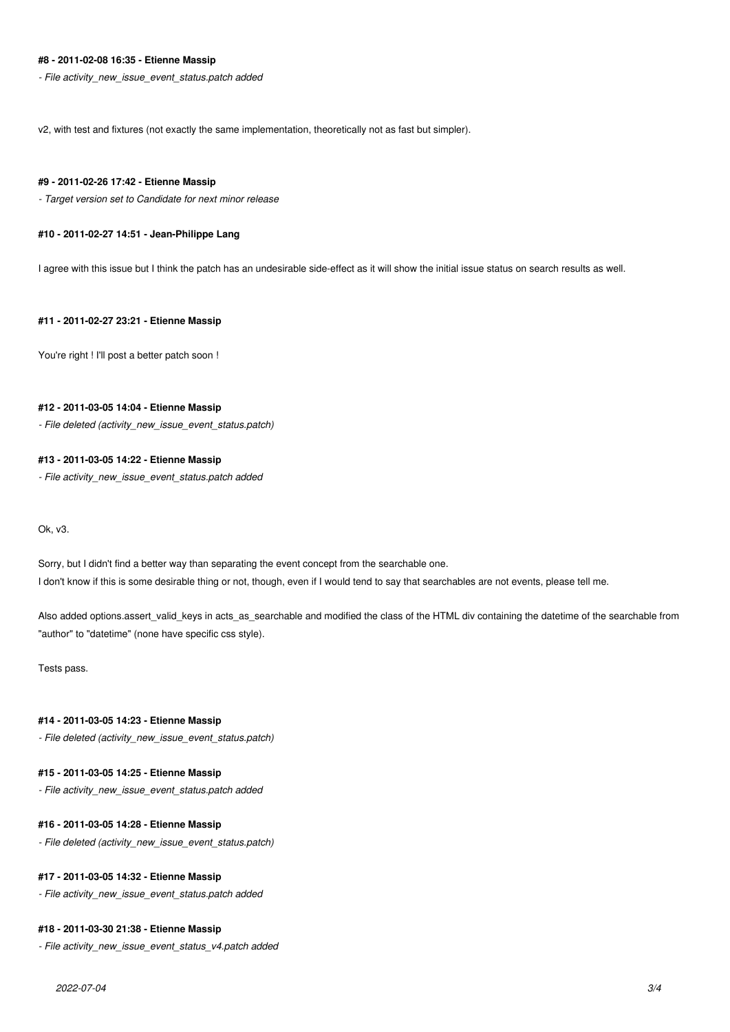#### #8 - 2011-02-08 16:35 - Etienne Massip

*- File activity_new_issue_event_status.patch added*

v2, with test and fixtures (not exactly the same implementation, theoretically not as fast but simpler).

#### #9 - 2011-02-26 17:42 - Etienne Massip

*- Target version set to Candidate for next minor release*

#### #10 - 2011-02-27 14:51 - Jean-Philippe Lang

I agree with this issue but I think the patch has an undesirable side-effect as it will show the initial issue status on search results as well.

#### #11 - 2011-02-27 23:21 - Etienne Massip

You're right ! I'll post a better patch soon !

#### #12 - 2011-03-05 14:04 - Etienne Massip

*- File deleted (activity_new_issue_event_status.patch)*

#### #13 - 2011-03-05 14:22 - Etienne Massip

*- File activity_new_issue_event_status.patch added*

Ok, v3.

Sorry, but I didn't find a better way than separating the event concept from the searchable one.
I don't know if this is some desirable thing or not, though, even if I would tend to say that searchables are not events, please tell me.

Also added options.assert_valid_keys in acts_as_searchable and modified the class of the HTML div containing the datetime of the searchable from "author" to "datetime" (none have specific css style).

Tests pass.

#### #14 - 2011-03-05 14:23 - Etienne Massip

*- File deleted (activity_new_issue_event_status.patch)*

#### #15 - 2011-03-05 14:25 - Etienne Massip

*- File activity_new_issue_event_status.patch added*

#### #16 - 2011-03-05 14:28 - Etienne Massip

*- File deleted (activity_new_issue_event_status.patch)*

#### #17 - 2011-03-05 14:32 - Etienne Massip

*- File activity_new_issue_event_status.patch added*

#### #18 - 2011-03-30 21:38 - Etienne Massip

*- File activity_new_issue_event_status_v4.patch added*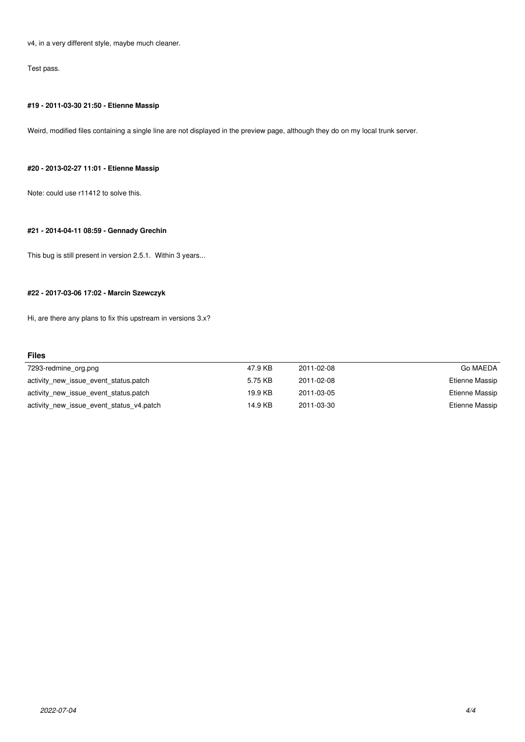v4, in a very different style, maybe much cleaner.

Test pass.

#### #19 - 2011-03-30 21:50 - Etienne Massip

Weird, modified files containing a single line are not displayed in the preview page, although they do on my local trunk server.

#### #20 - 2013-02-27 11:01 - Etienne Massip

Note: could use r11412 to solve this.

#### #21 - 2014-04-11 08:59 - Gennady Grechin

This bug is still present in version 2.5.1. Within 3 years...

#### #22 - 2017-03-06 17:02 - Marcin Szewczyk

Hi, are there any plans to fix this upstream in versions 3.x?

### Files

| | | | |
|---|---|---|---|
| 7293-redmine_org.png | 47.9 KB | 2011-02-08 | Go MAEDA |
| activity_new_issue_event_status.patch | 5.75 KB | 2011-02-08 | Etienne Massip |
| activity_new_issue_event_status.patch | 19.9 KB | 2011-03-05 | Etienne Massip |
| activity_new_issue_event_status_v4.patch | 14.9 KB | 2011-03-30 | Etienne Massip |